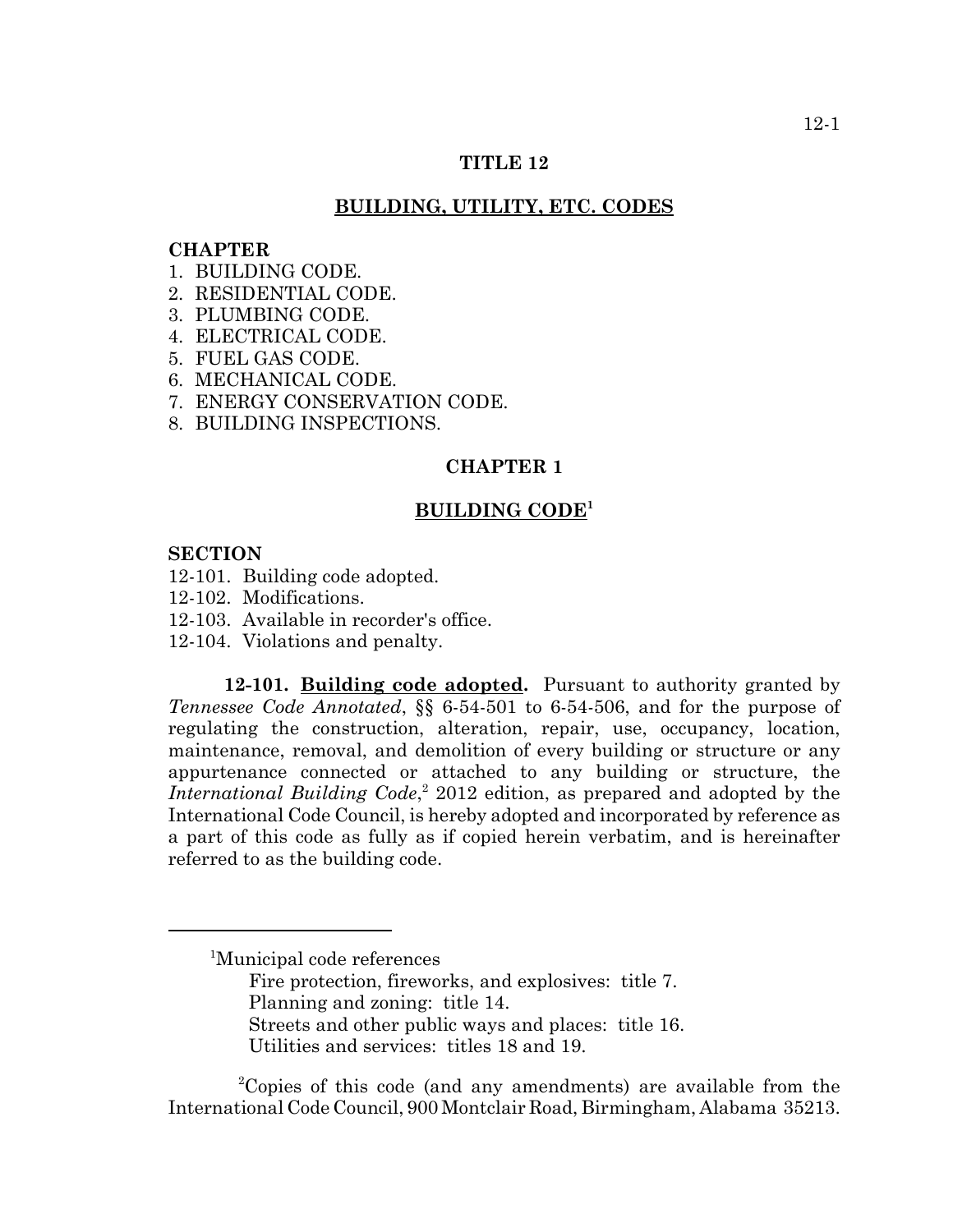# TITLE 12

## BUILDING, UTILITY, ETC. CODES

**CHAPTER**

1. BUILDING CODE.
2. RESIDENTIAL CODE.
3. PLUMBING CODE.
4. ELECTRICAL CODE.
5. FUEL GAS CODE.
6. MECHANICAL CODE.
7. ENERGY CONSERVATION CODE.
8. BUILDING INSPECTIONS.

## CHAPTER 1

## BUILDING CODE[1]

**SECTION**

12-101. Building code adopted.
12-102. Modifications.
12-103. Available in recorder's office.
12-104. Violations and penalty.

**12-101. Building code adopted.** Pursuant to authority granted by *Tennessee Code Annotated*, §§ 6-54-501 to 6-54-506, and for the purpose of regulating the construction, alteration, repair, use, occupancy, location, maintenance, removal, and demolition of every building or structure or any appurtenance connected or attached to any building or structure, the *International Building Code*,[2] 2012 edition, as prepared and adopted by the International Code Council, is hereby adopted and incorporated by reference as a part of this code as fully as if copied herein verbatim, and is hereinafter referred to as the building code.

---

[1]Municipal code references

Fire protection, fireworks, and explosives: title 7.
Planning and zoning: title 14.
Streets and other public ways and places: title 16.
Utilities and services: titles 18 and 19.

[2]Copies of this code (and any amendments) are available from the International Code Council, 900 Montclair Road, Birmingham, Alabama 35213.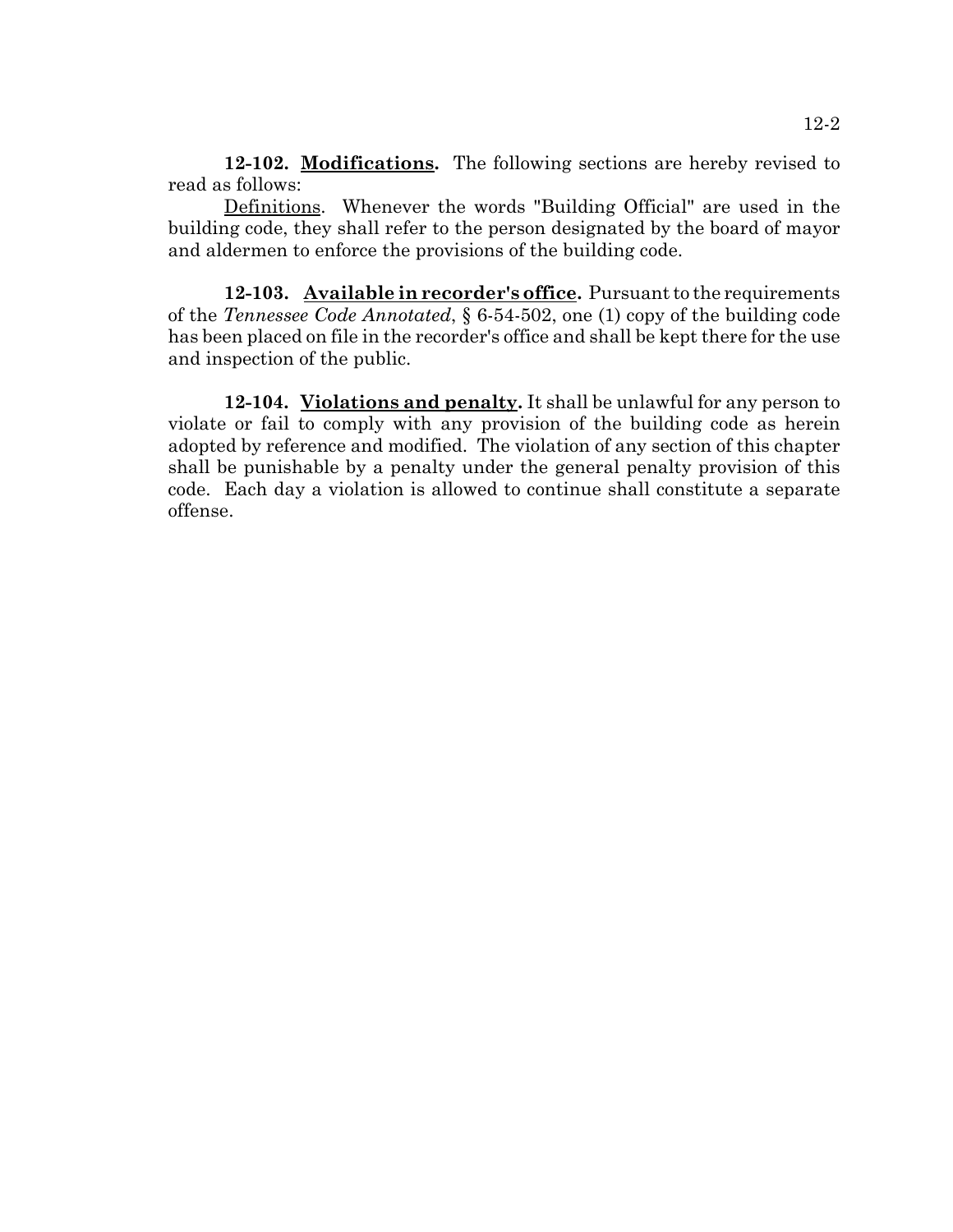**12-102. Modifications.** The following sections are hereby revised to read as follows:

Definitions. Whenever the words "Building Official" are used in the building code, they shall refer to the person designated by the board of mayor and aldermen to enforce the provisions of the building code.

**12-103. Available in recorder's office.** Pursuant to the requirements of the *Tennessee Code Annotated*, § 6-54-502, one (1) copy of the building code has been placed on file in the recorder's office and shall be kept there for the use and inspection of the public.

**12-104. Violations and penalty.** It shall be unlawful for any person to violate or fail to comply with any provision of the building code as herein adopted by reference and modified. The violation of any section of this chapter shall be punishable by a penalty under the general penalty provision of this code. Each day a violation is allowed to continue shall constitute a separate offense.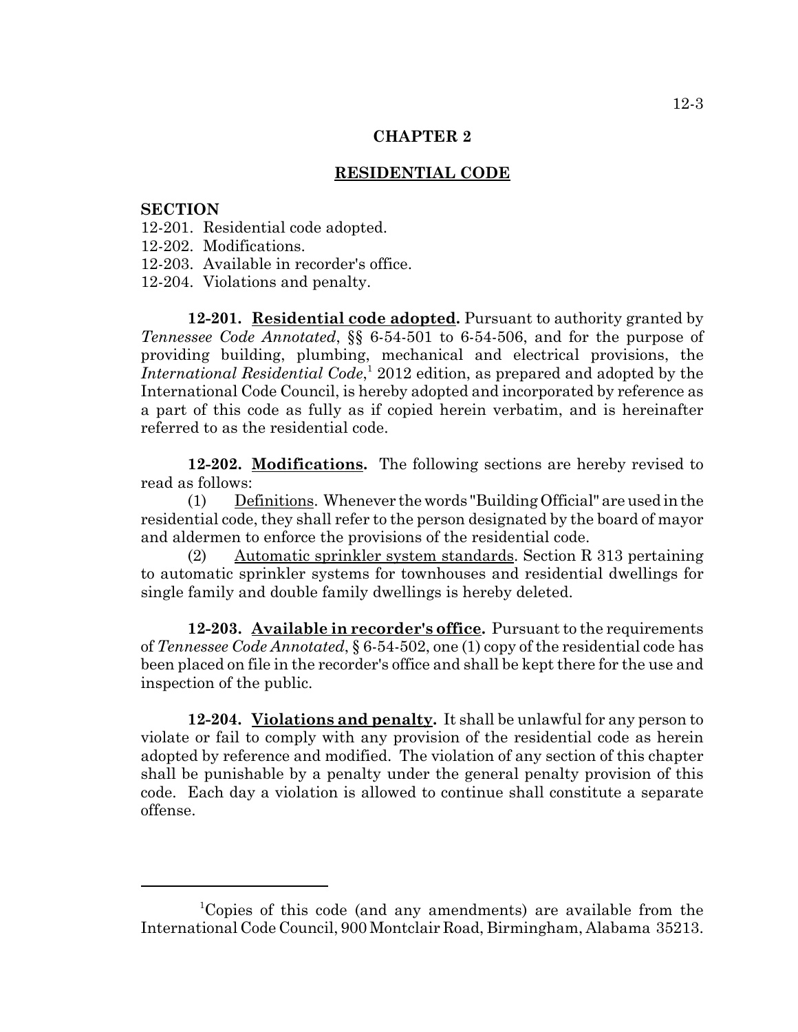# CHAPTER 2

## RESIDENTIAL CODE

**SECTION**

12-201. Residential code adopted.
12-202. Modifications.
12-203. Available in recorder's office.
12-204. Violations and penalty.

**12-201. Residential code adopted.** Pursuant to authority granted by *Tennessee Code Annotated*, §§ 6-54-501 to 6-54-506, and for the purpose of providing building, plumbing, mechanical and electrical provisions, the *International Residential Code*,[1] 2012 edition, as prepared and adopted by the International Code Council, is hereby adopted and incorporated by reference as a part of this code as fully as if copied herein verbatim, and is hereinafter referred to as the residential code.

**12-202. Modifications.** The following sections are hereby revised to read as follows:

(1) Definitions. Whenever the words "Building Official" are used in the residential code, they shall refer to the person designated by the board of mayor and aldermen to enforce the provisions of the residential code.

(2) Automatic sprinkler system standards. Section R 313 pertaining to automatic sprinkler systems for townhouses and residential dwellings for single family and double family dwellings is hereby deleted.

**12-203. Available in recorder's office.** Pursuant to the requirements of *Tennessee Code Annotated*, § 6-54-502, one (1) copy of the residential code has been placed on file in the recorder's office and shall be kept there for the use and inspection of the public.

**12-204. Violations and penalty.** It shall be unlawful for any person to violate or fail to comply with any provision of the residential code as herein adopted by reference and modified. The violation of any section of this chapter shall be punishable by a penalty under the general penalty provision of this code. Each day a violation is allowed to continue shall constitute a separate offense.

---

[1] Copies of this code (and any amendments) are available from the International Code Council, 900 Montclair Road, Birmingham, Alabama 35213.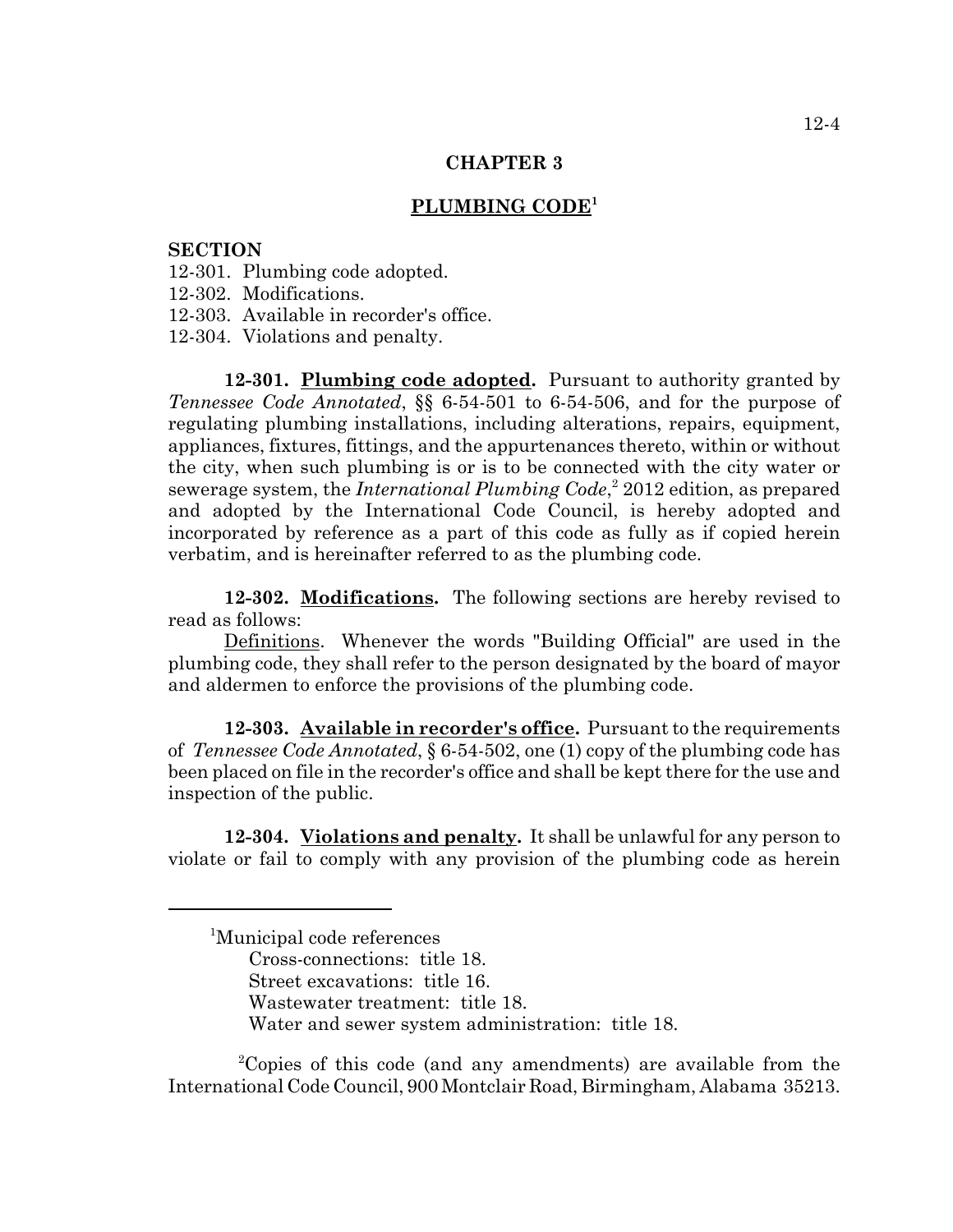# CHAPTER 3

## PLUMBING CODE[1]

**SECTION**

12-301. Plumbing code adopted.
12-302. Modifications.
12-303. Available in recorder's office.
12-304. Violations and penalty.

**12-301. Plumbing code adopted.** Pursuant to authority granted by *Tennessee Code Annotated*, §§ 6-54-501 to 6-54-506, and for the purpose of regulating plumbing installations, including alterations, repairs, equipment, appliances, fixtures, fittings, and the appurtenances thereto, within or without the city, when such plumbing is or is to be connected with the city water or sewerage system, the *International Plumbing Code*,[2] 2012 edition, as prepared and adopted by the International Code Council, is hereby adopted and incorporated by reference as a part of this code as fully as if copied herein verbatim, and is hereinafter referred to as the plumbing code.

**12-302. Modifications.** The following sections are hereby revised to read as follows:

Definitions. Whenever the words "Building Official" are used in the plumbing code, they shall refer to the person designated by the board of mayor and aldermen to enforce the provisions of the plumbing code.

**12-303. Available in recorder's office.** Pursuant to the requirements of *Tennessee Code Annotated*, § 6-54-502, one (1) copy of the plumbing code has been placed on file in the recorder's office and shall be kept there for the use and inspection of the public.

**12-304. Violations and penalty.** It shall be unlawful for any person to violate or fail to comply with any provision of the plumbing code as herein

---

[1]Municipal code references
Cross-connections: title 18.
Street excavations: title 16.
Wastewater treatment: title 18.
Water and sewer system administration: title 18.

[2]Copies of this code (and any amendments) are available from the International Code Council, 900 Montclair Road, Birmingham, Alabama 35213.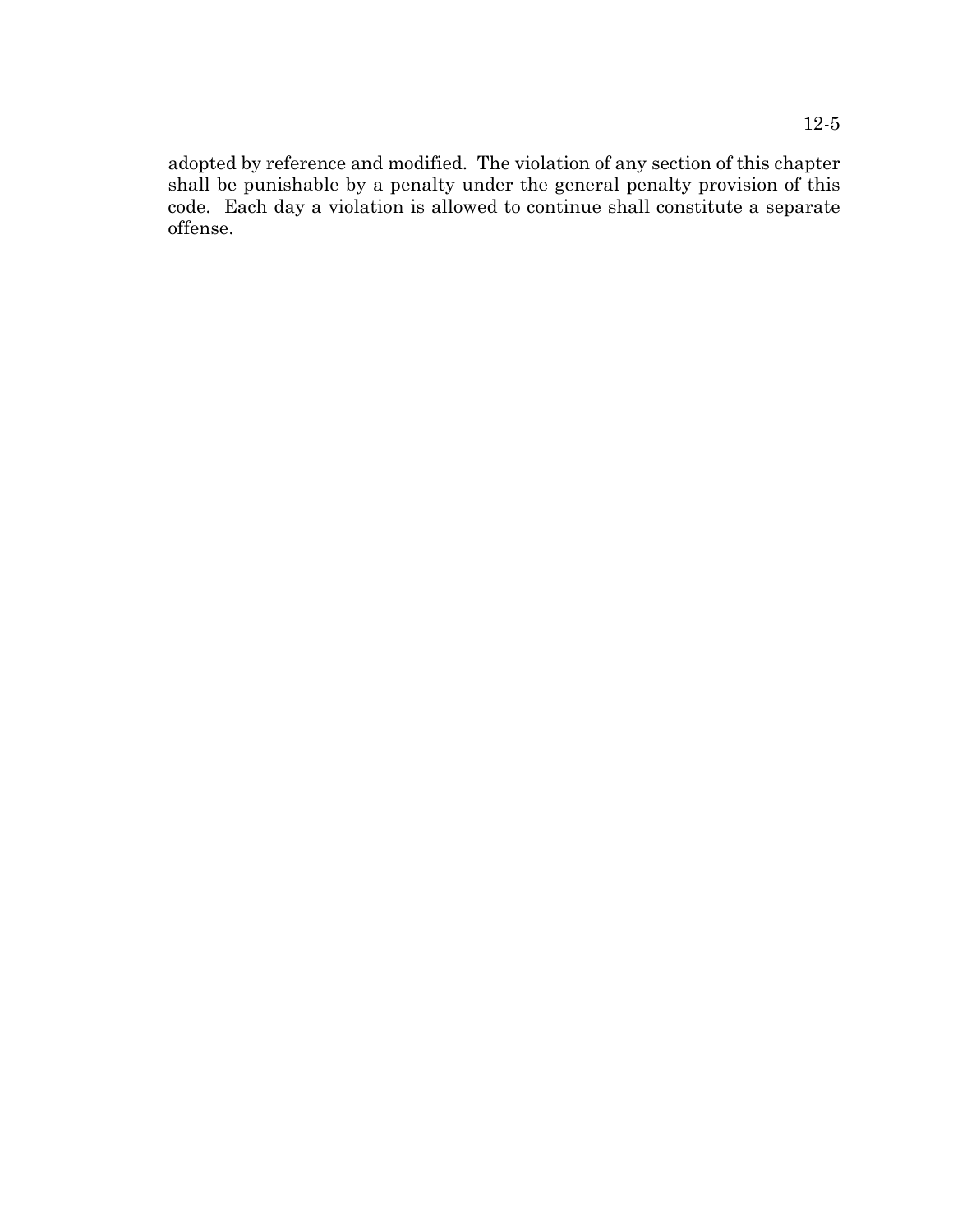adopted by reference and modified. The violation of any section of this chapter shall be punishable by a penalty under the general penalty provision of this code. Each day a violation is allowed to continue shall constitute a separate offense.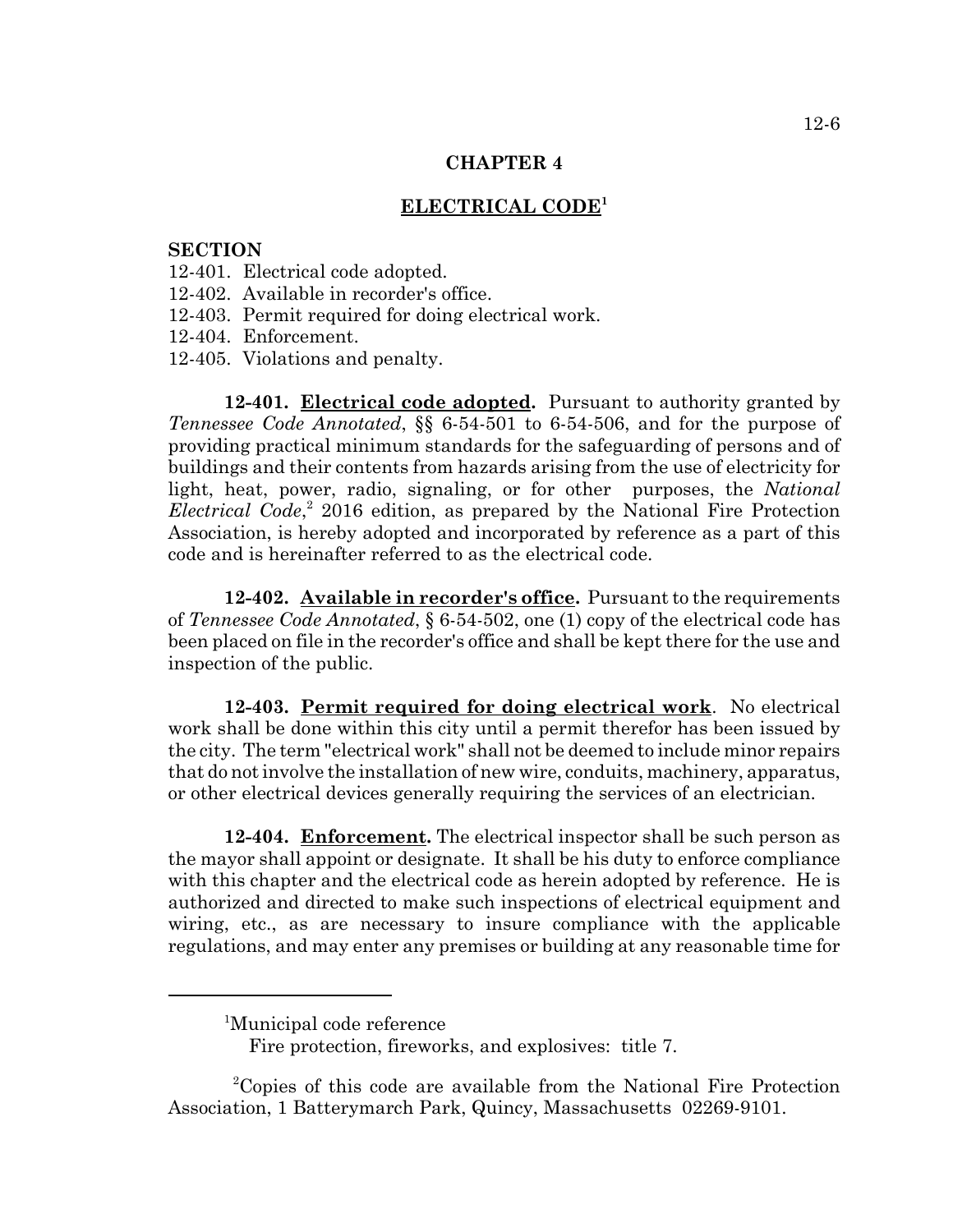# CHAPTER 4

## ELECTRICAL CODE[1]

**SECTION**

12-401. Electrical code adopted.
12-402. Available in recorder's office.
12-403. Permit required for doing electrical work.
12-404. Enforcement.
12-405. Violations and penalty.

**12-401. Electrical code adopted.** Pursuant to authority granted by *Tennessee Code Annotated*, §§ 6-54-501 to 6-54-506, and for the purpose of providing practical minimum standards for the safeguarding of persons and of buildings and their contents from hazards arising from the use of electricity for light, heat, power, radio, signaling, or for other purposes, the *National Electrical Code*,[2] 2016 edition, as prepared by the National Fire Protection Association, is hereby adopted and incorporated by reference as a part of this code and is hereinafter referred to as the electrical code.

**12-402. Available in recorder's office.** Pursuant to the requirements of *Tennessee Code Annotated*, § 6-54-502, one (1) copy of the electrical code has been placed on file in the recorder's office and shall be kept there for the use and inspection of the public.

**12-403. Permit required for doing electrical work**. No electrical work shall be done within this city until a permit therefor has been issued by the city. The term "electrical work" shall not be deemed to include minor repairs that do not involve the installation of new wire, conduits, machinery, apparatus, or other electrical devices generally requiring the services of an electrician.

**12-404. Enforcement.** The electrical inspector shall be such person as the mayor shall appoint or designate. It shall be his duty to enforce compliance with this chapter and the electrical code as herein adopted by reference. He is authorized and directed to make such inspections of electrical equipment and wiring, etc., as are necessary to insure compliance with the applicable regulations, and may enter any premises or building at any reasonable time for

---

[1]Municipal code reference
Fire protection, fireworks, and explosives: title 7.

[2]Copies of this code are available from the National Fire Protection Association, 1 Batterymarch Park, Quincy, Massachusetts 02269-9101.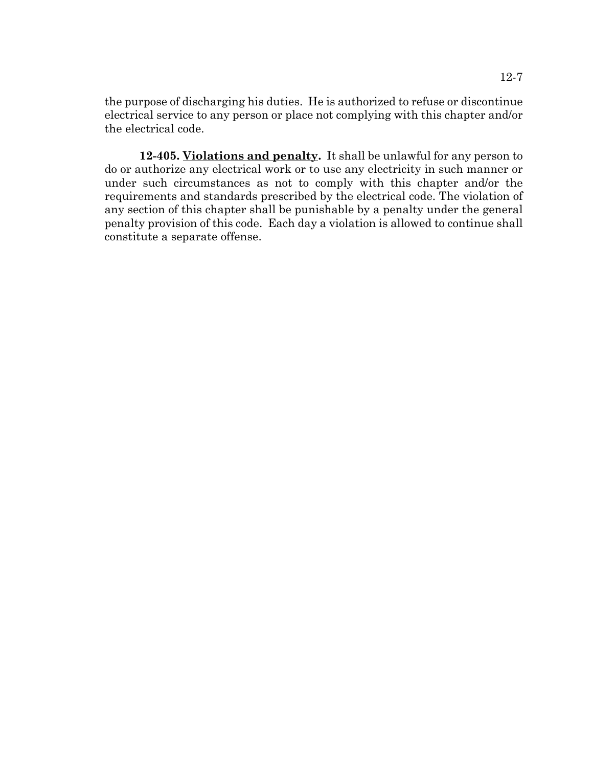the purpose of discharging his duties. He is authorized to refuse or discontinue electrical service to any person or place not complying with this chapter and/or the electrical code.

**12-405. <u>Violations and penalty</u>.** It shall be unlawful for any person to do or authorize any electrical work or to use any electricity in such manner or under such circumstances as not to comply with this chapter and/or the requirements and standards prescribed by the electrical code. The violation of any section of this chapter shall be punishable by a penalty under the general penalty provision of this code. Each day a violation is allowed to continue shall constitute a separate offense.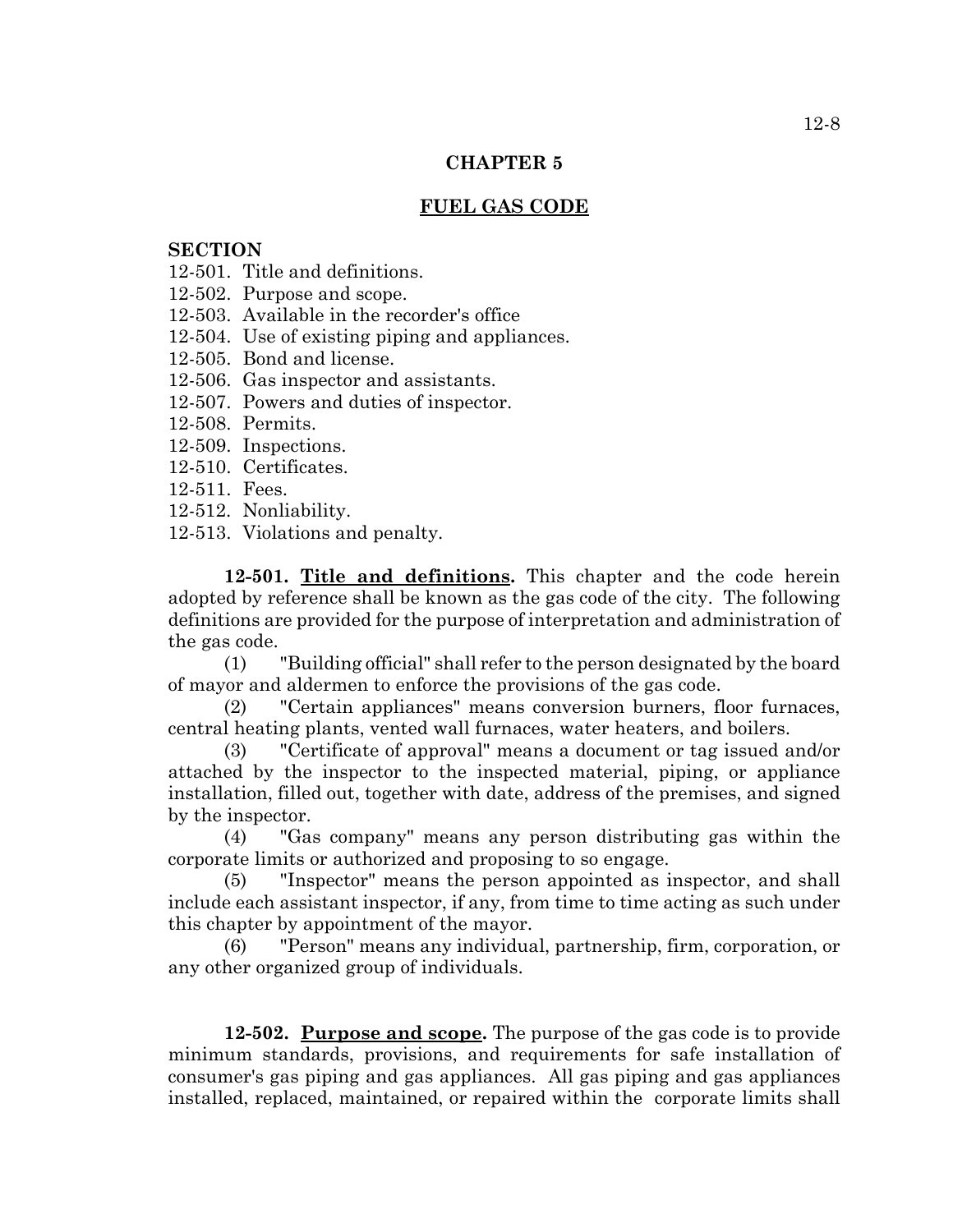# CHAPTER 5

## FUEL GAS CODE

**SECTION**

12-501. Title and definitions.
12-502. Purpose and scope.
12-503. Available in the recorder's office
12-504. Use of existing piping and appliances.
12-505. Bond and license.
12-506. Gas inspector and assistants.
12-507. Powers and duties of inspector.
12-508. Permits.
12-509. Inspections.
12-510. Certificates.
12-511. Fees.
12-512. Nonliability.
12-513. Violations and penalty.

**12-501. Title and definitions.** This chapter and the code herein adopted by reference shall be known as the gas code of the city. The following definitions are provided for the purpose of interpretation and administration of the gas code.

(1) "Building official" shall refer to the person designated by the board of mayor and aldermen to enforce the provisions of the gas code.

(2) "Certain appliances" means conversion burners, floor furnaces, central heating plants, vented wall furnaces, water heaters, and boilers.

(3) "Certificate of approval" means a document or tag issued and/or attached by the inspector to the inspected material, piping, or appliance installation, filled out, together with date, address of the premises, and signed by the inspector.

(4) "Gas company" means any person distributing gas within the corporate limits or authorized and proposing to so engage.

(5) "Inspector" means the person appointed as inspector, and shall include each assistant inspector, if any, from time to time acting as such under this chapter by appointment of the mayor.

(6) "Person" means any individual, partnership, firm, corporation, or any other organized group of individuals.

**12-502. Purpose and scope.** The purpose of the gas code is to provide minimum standards, provisions, and requirements for safe installation of consumer's gas piping and gas appliances. All gas piping and gas appliances installed, replaced, maintained, or repaired within the corporate limits shall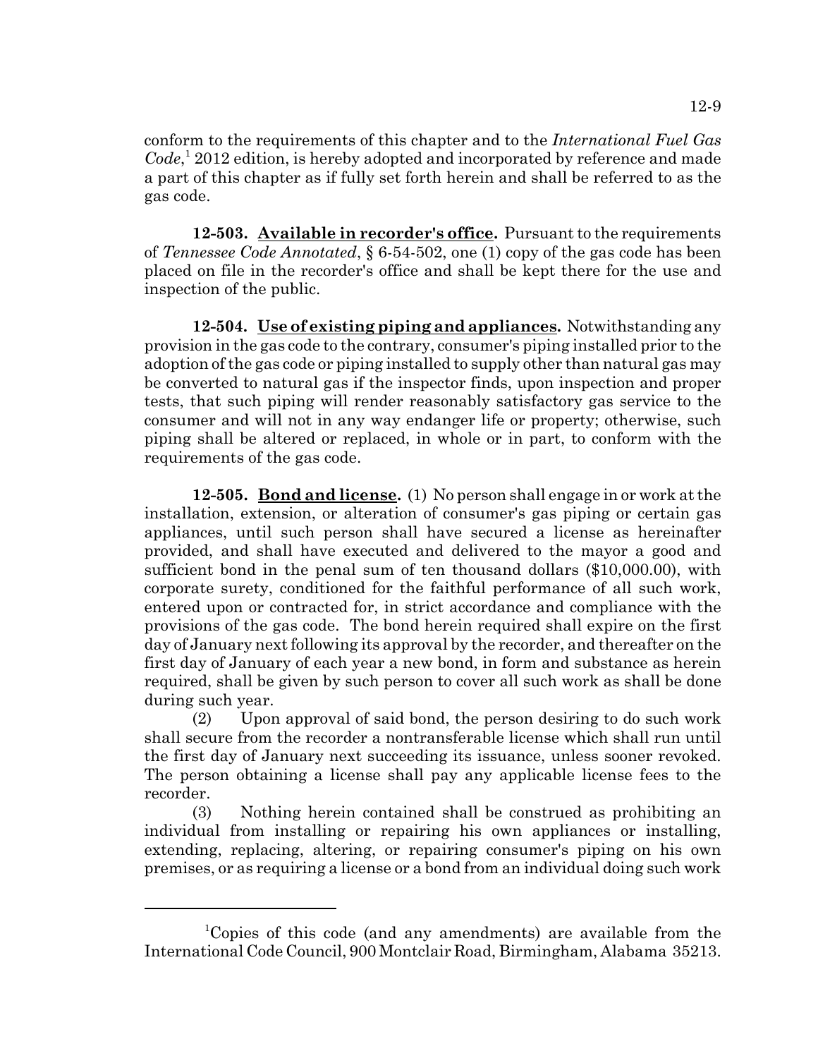conform to the requirements of this chapter and to the *International Fuel Gas Code*,[1] 2012 edition, is hereby adopted and incorporated by reference and made a part of this chapter as if fully set forth herein and shall be referred to as the gas code.

**12-503. Available in recorder's office.** Pursuant to the requirements of *Tennessee Code Annotated*, § 6-54-502, one (1) copy of the gas code has been placed on file in the recorder's office and shall be kept there for the use and inspection of the public.

**12-504. Use of existing piping and appliances.** Notwithstanding any provision in the gas code to the contrary, consumer's piping installed prior to the adoption of the gas code or piping installed to supply other than natural gas may be converted to natural gas if the inspector finds, upon inspection and proper tests, that such piping will render reasonably satisfactory gas service to the consumer and will not in any way endanger life or property; otherwise, such piping shall be altered or replaced, in whole or in part, to conform with the requirements of the gas code.

**12-505. Bond and license.** (1) No person shall engage in or work at the installation, extension, or alteration of consumer's gas piping or certain gas appliances, until such person shall have secured a license as hereinafter provided, and shall have executed and delivered to the mayor a good and sufficient bond in the penal sum of ten thousand dollars ($10,000.00), with corporate surety, conditioned for the faithful performance of all such work, entered upon or contracted for, in strict accordance and compliance with the provisions of the gas code. The bond herein required shall expire on the first day of January next following its approval by the recorder, and thereafter on the first day of January of each year a new bond, in form and substance as herein required, shall be given by such person to cover all such work as shall be done during such year.

(2) Upon approval of said bond, the person desiring to do such work shall secure from the recorder a nontransferable license which shall run until the first day of January next succeeding its issuance, unless sooner revoked. The person obtaining a license shall pay any applicable license fees to the recorder.

(3) Nothing herein contained shall be construed as prohibiting an individual from installing or repairing his own appliances or installing, extending, replacing, altering, or repairing consumer's piping on his own premises, or as requiring a license or a bond from an individual doing such work

[1]Copies of this code (and any amendments) are available from the International Code Council, 900 Montclair Road, Birmingham, Alabama 35213.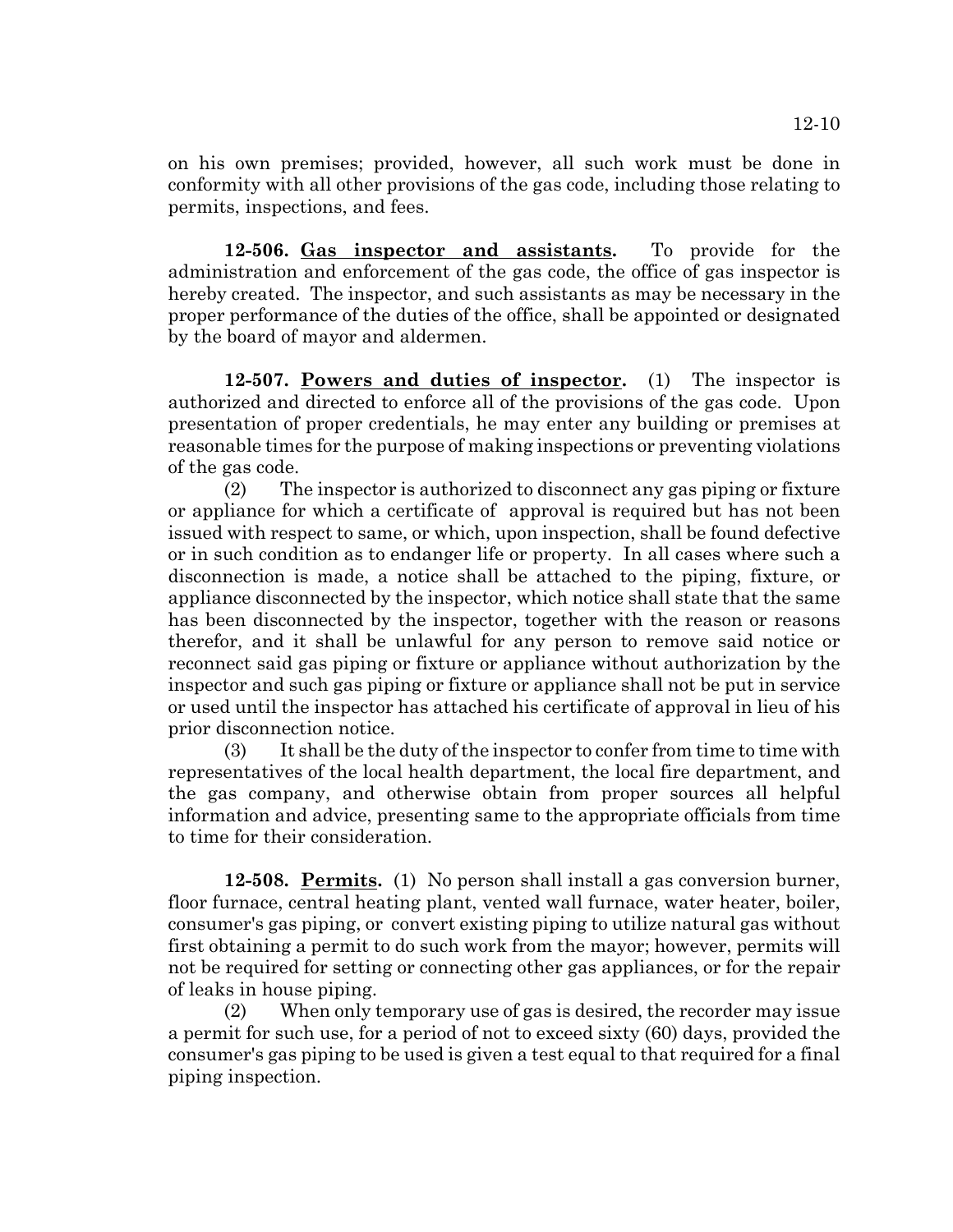on his own premises; provided, however, all such work must be done in conformity with all other provisions of the gas code, including those relating to permits, inspections, and fees.

**12-506. Gas inspector and assistants.** To provide for the administration and enforcement of the gas code, the office of gas inspector is hereby created. The inspector, and such assistants as may be necessary in the proper performance of the duties of the office, shall be appointed or designated by the board of mayor and aldermen.

**12-507. Powers and duties of inspector.** (1) The inspector is authorized and directed to enforce all of the provisions of the gas code. Upon presentation of proper credentials, he may enter any building or premises at reasonable times for the purpose of making inspections or preventing violations of the gas code.

(2) The inspector is authorized to disconnect any gas piping or fixture or appliance for which a certificate of approval is required but has not been issued with respect to same, or which, upon inspection, shall be found defective or in such condition as to endanger life or property. In all cases where such a disconnection is made, a notice shall be attached to the piping, fixture, or appliance disconnected by the inspector, which notice shall state that the same has been disconnected by the inspector, together with the reason or reasons therefor, and it shall be unlawful for any person to remove said notice or reconnect said gas piping or fixture or appliance without authorization by the inspector and such gas piping or fixture or appliance shall not be put in service or used until the inspector has attached his certificate of approval in lieu of his prior disconnection notice.

(3) It shall be the duty of the inspector to confer from time to time with representatives of the local health department, the local fire department, and the gas company, and otherwise obtain from proper sources all helpful information and advice, presenting same to the appropriate officials from time to time for their consideration.

**12-508. Permits.** (1) No person shall install a gas conversion burner, floor furnace, central heating plant, vented wall furnace, water heater, boiler, consumer's gas piping, or convert existing piping to utilize natural gas without first obtaining a permit to do such work from the mayor; however, permits will not be required for setting or connecting other gas appliances, or for the repair of leaks in house piping.

(2) When only temporary use of gas is desired, the recorder may issue a permit for such use, for a period of not to exceed sixty (60) days, provided the consumer's gas piping to be used is given a test equal to that required for a final piping inspection.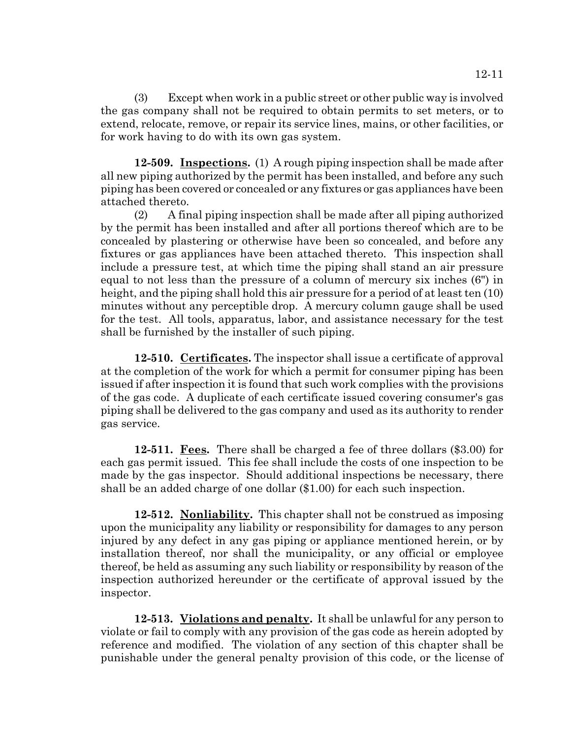(3) Except when work in a public street or other public way is involved the gas company shall not be required to obtain permits to set meters, or to extend, relocate, remove, or repair its service lines, mains, or other facilities, or for work having to do with its own gas system.

**12-509. Inspections.** (1) A rough piping inspection shall be made after all new piping authorized by the permit has been installed, and before any such piping has been covered or concealed or any fixtures or gas appliances have been attached thereto.

(2) A final piping inspection shall be made after all piping authorized by the permit has been installed and after all portions thereof which are to be concealed by plastering or otherwise have been so concealed, and before any fixtures or gas appliances have been attached thereto. This inspection shall include a pressure test, at which time the piping shall stand an air pressure equal to not less than the pressure of a column of mercury six inches (6") in height, and the piping shall hold this air pressure for a period of at least ten (10) minutes without any perceptible drop. A mercury column gauge shall be used for the test. All tools, apparatus, labor, and assistance necessary for the test shall be furnished by the installer of such piping.

**12-510. Certificates.** The inspector shall issue a certificate of approval at the completion of the work for which a permit for consumer piping has been issued if after inspection it is found that such work complies with the provisions of the gas code. A duplicate of each certificate issued covering consumer's gas piping shall be delivered to the gas company and used as its authority to render gas service.

**12-511. Fees.** There shall be charged a fee of three dollars ($3.00) for each gas permit issued. This fee shall include the costs of one inspection to be made by the gas inspector. Should additional inspections be necessary, there shall be an added charge of one dollar ($1.00) for each such inspection.

**12-512. Nonliability.** This chapter shall not be construed as imposing upon the municipality any liability or responsibility for damages to any person injured by any defect in any gas piping or appliance mentioned herein, or by installation thereof, nor shall the municipality, or any official or employee thereof, be held as assuming any such liability or responsibility by reason of the inspection authorized hereunder or the certificate of approval issued by the inspector.

**12-513. Violations and penalty.** It shall be unlawful for any person to violate or fail to comply with any provision of the gas code as herein adopted by reference and modified. The violation of any section of this chapter shall be punishable under the general penalty provision of this code, or the license of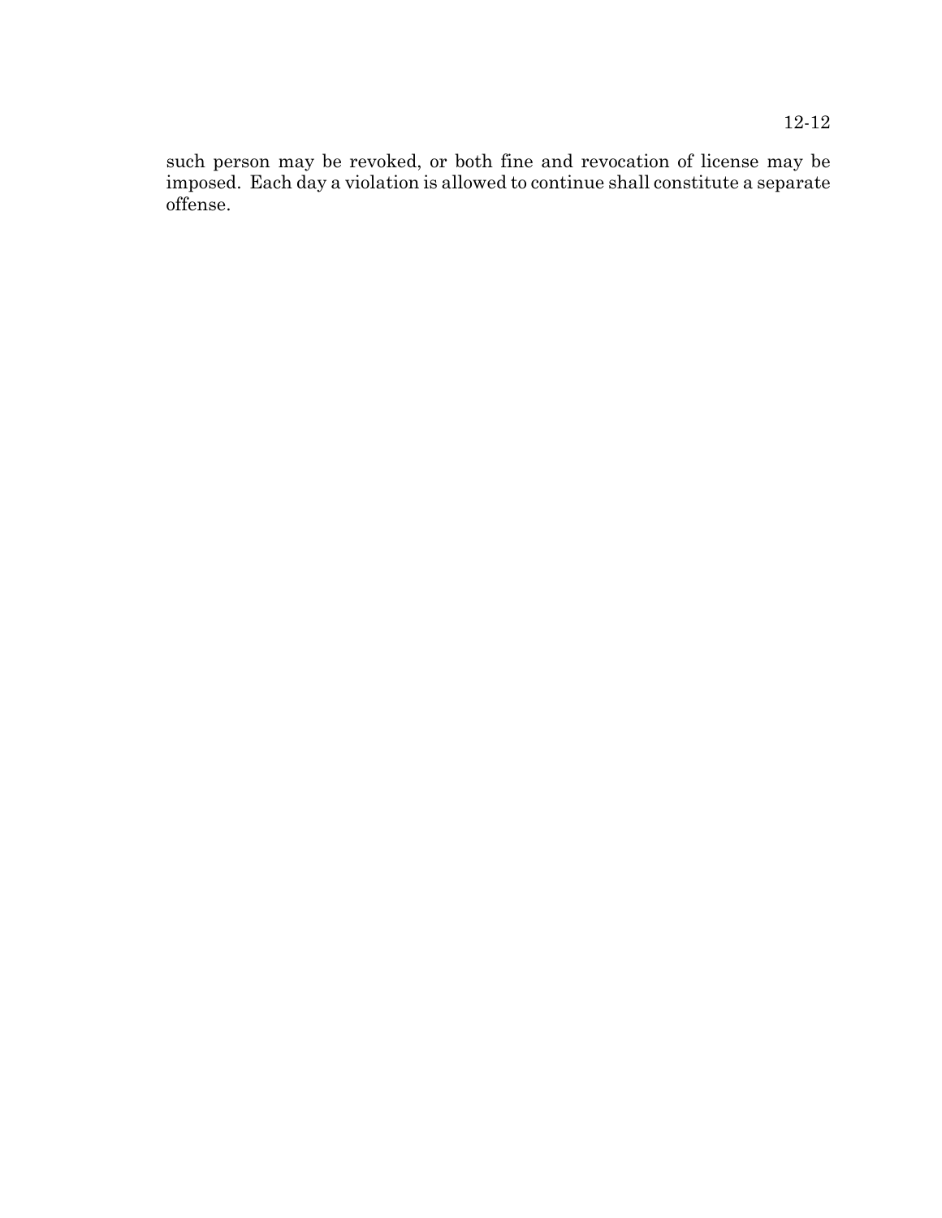such person may be revoked, or both fine and revocation of license may be imposed. Each day a violation is allowed to continue shall constitute a separate offense.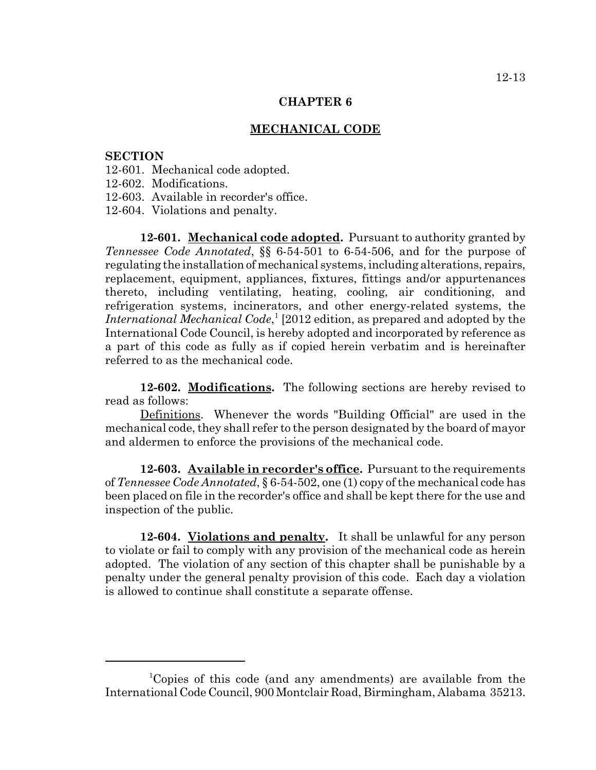# CHAPTER 6

## MECHANICAL CODE

**SECTION**

12-601. Mechanical code adopted.
12-602. Modifications.
12-603. Available in recorder's office.
12-604. Violations and penalty.

**12-601. Mechanical code adopted.** Pursuant to authority granted by *Tennessee Code Annotated*, §§ 6-54-501 to 6-54-506, and for the purpose of regulating the installation of mechanical systems, including alterations, repairs, replacement, equipment, appliances, fixtures, fittings and/or appurtenances thereto, including ventilating, heating, cooling, air conditioning, and refrigeration systems, incinerators, and other energy-related systems, the *International Mechanical Code*,[1] [2012 edition, as prepared and adopted by the International Code Council, is hereby adopted and incorporated by reference as a part of this code as fully as if copied herein verbatim and is hereinafter referred to as the mechanical code.

**12-602. Modifications.** The following sections are hereby revised to read as follows:

Definitions. Whenever the words "Building Official" are used in the mechanical code, they shall refer to the person designated by the board of mayor and aldermen to enforce the provisions of the mechanical code.

**12-603. Available in recorder's office.** Pursuant to the requirements of *Tennessee Code Annotated*, § 6-54-502, one (1) copy of the mechanical code has been placed on file in the recorder's office and shall be kept there for the use and inspection of the public.

**12-604. Violations and penalty.** It shall be unlawful for any person to violate or fail to comply with any provision of the mechanical code as herein adopted. The violation of any section of this chapter shall be punishable by a penalty under the general penalty provision of this code. Each day a violation is allowed to continue shall constitute a separate offense.

---

[1]Copies of this code (and any amendments) are available from the International Code Council, 900 Montclair Road, Birmingham, Alabama 35213.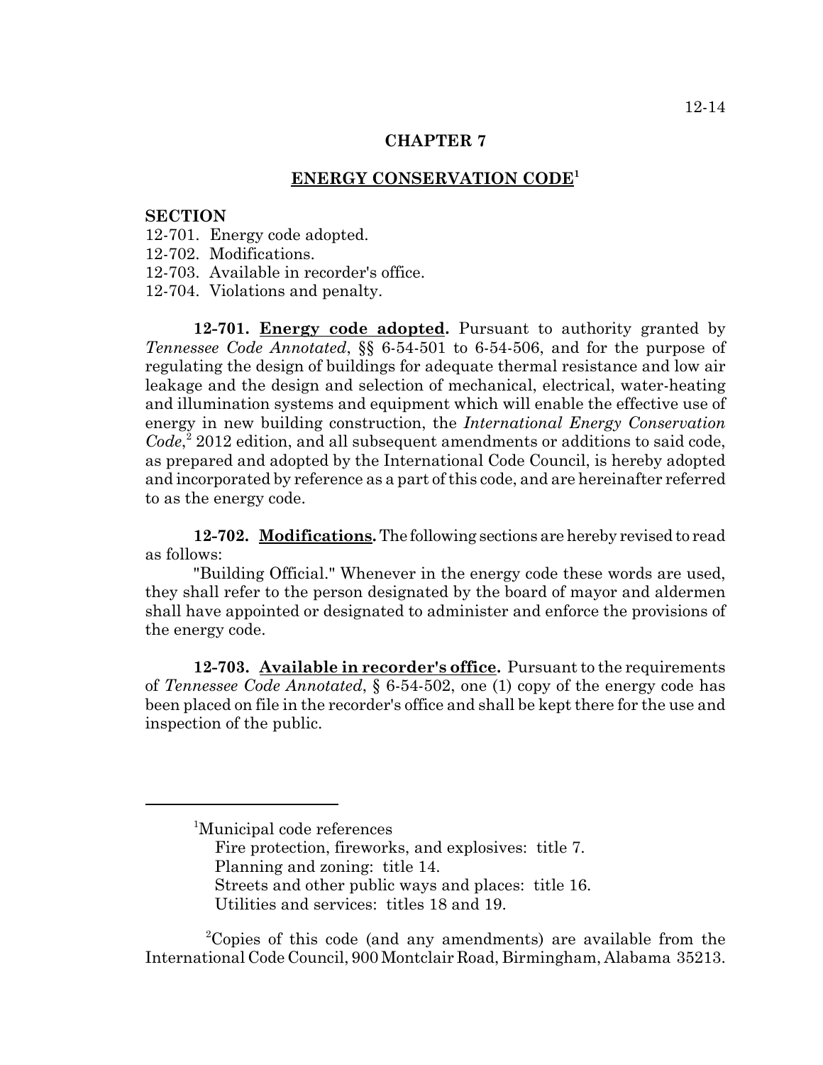# CHAPTER 7

## ENERGY CONSERVATION CODE[1]

**SECTION**

12-701. Energy code adopted.
12-702. Modifications.
12-703. Available in recorder's office.
12-704. Violations and penalty.

**12-701. Energy code adopted.** Pursuant to authority granted by *Tennessee Code Annotated*, §§ 6-54-501 to 6-54-506, and for the purpose of regulating the design of buildings for adequate thermal resistance and low air leakage and the design and selection of mechanical, electrical, water-heating and illumination systems and equipment which will enable the effective use of energy in new building construction, the *International Energy Conservation Code*,[2] 2012 edition, and all subsequent amendments or additions to said code, as prepared and adopted by the International Code Council, is hereby adopted and incorporated by reference as a part of this code, and are hereinafter referred to as the energy code.

**12-702. Modifications.** The following sections are hereby revised to read as follows:

"Building Official." Whenever in the energy code these words are used, they shall refer to the person designated by the board of mayor and aldermen shall have appointed or designated to administer and enforce the provisions of the energy code.

**12-703. Available in recorder's office.** Pursuant to the requirements of *Tennessee Code Annotated*, § 6-54-502, one (1) copy of the energy code has been placed on file in the recorder's office and shall be kept there for the use and inspection of the public.

---

[1]Municipal code references
Fire protection, fireworks, and explosives: title 7.
Planning and zoning: title 14.
Streets and other public ways and places: title 16.
Utilities and services: titles 18 and 19.

[2]Copies of this code (and any amendments) are available from the International Code Council, 900 Montclair Road, Birmingham, Alabama 35213.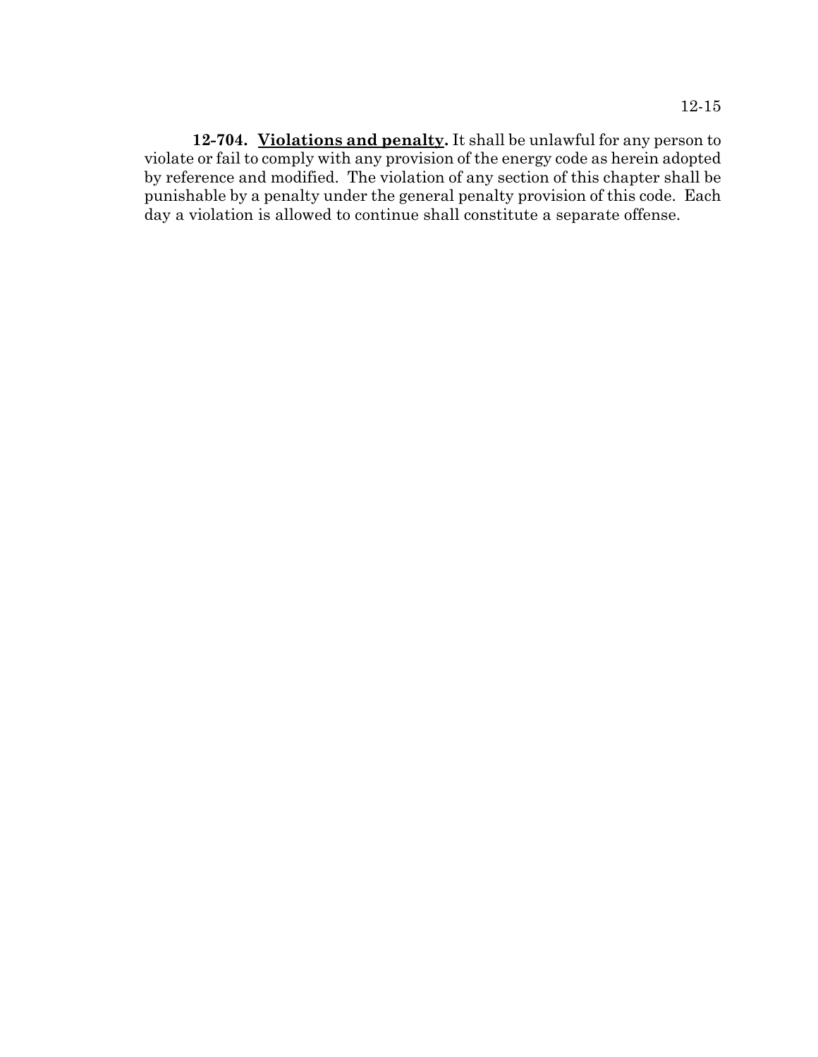**12-704. Violations and penalty.** It shall be unlawful for any person to violate or fail to comply with any provision of the energy code as herein adopted by reference and modified. The violation of any section of this chapter shall be punishable by a penalty under the general penalty provision of this code. Each day a violation is allowed to continue shall constitute a separate offense.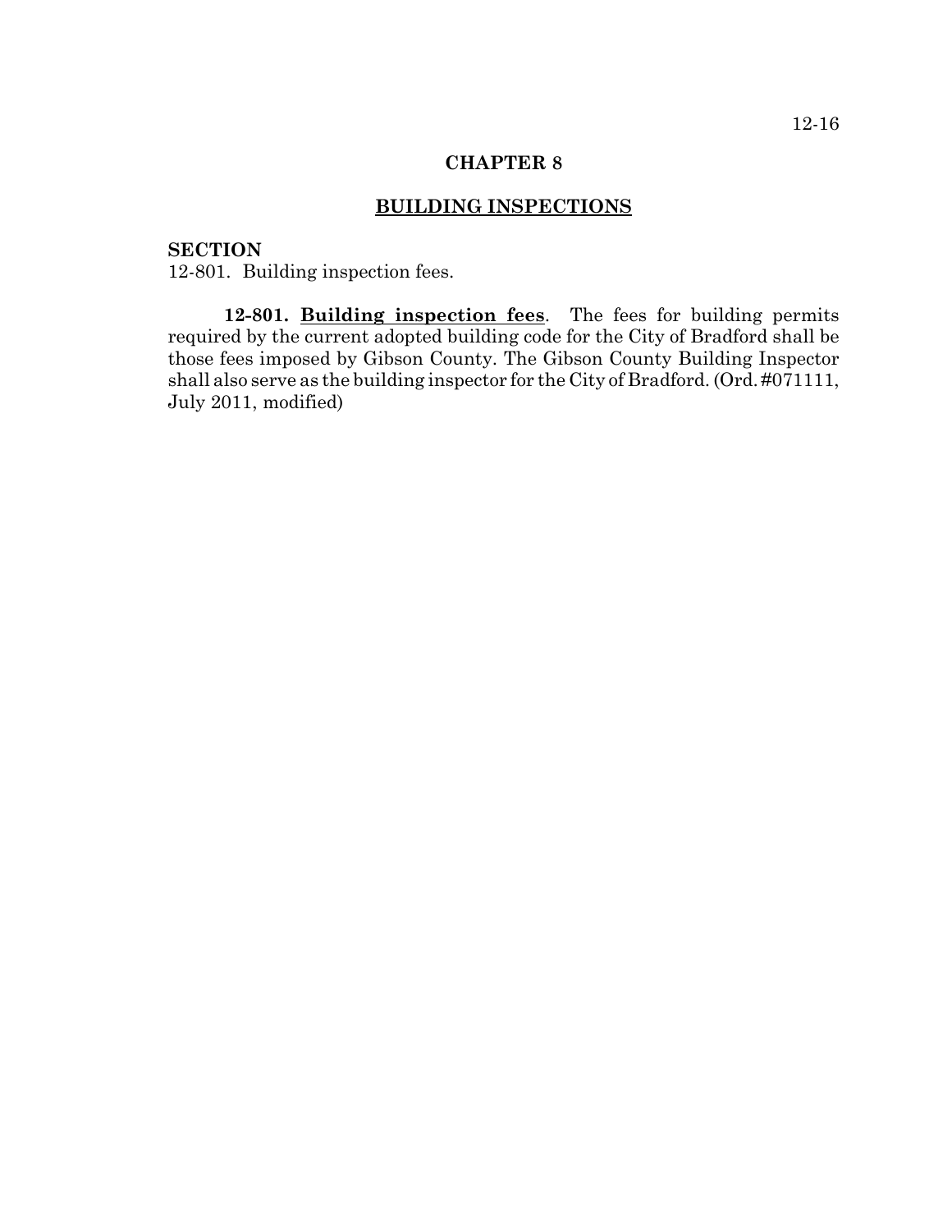# CHAPTER 8

## BUILDING INSPECTIONS

**SECTION**

12-801. Building inspection fees.

**12-801. Building inspection fees**. The fees for building permits required by the current adopted building code for the City of Bradford shall be those fees imposed by Gibson County. The Gibson County Building Inspector shall also serve as the building inspector for the City of Bradford. (Ord. #071111, July 2011, modified)